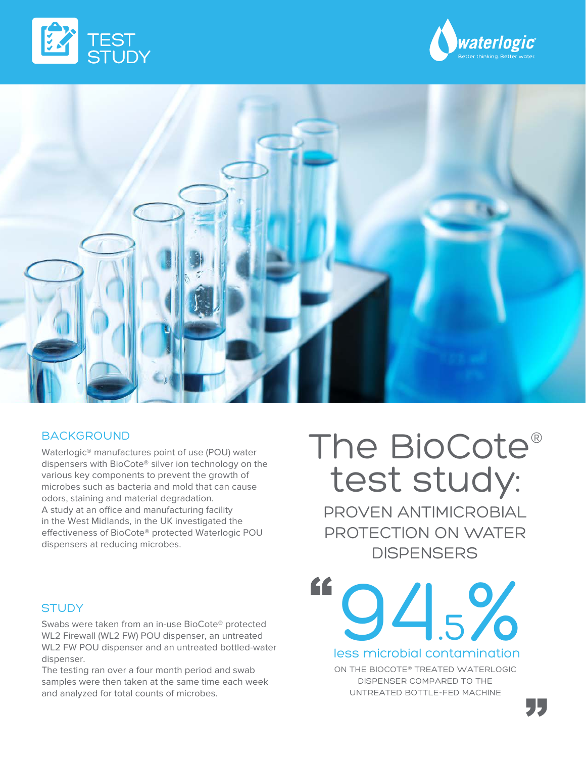# TEST STUDY

waterlogic® Better thinking. Better water.

## BACKGROUND

Waterlogic® manufactures point of use (POU) water dispensers with BioCote® silver ion technology on the various key components to prevent the growth of microbes such as bacteria and mold that can cause odors, staining and material degradation.
A study at an office and manufacturing facility in the West Midlands, in the UK investigated the effectiveness of BioCote® protected Waterlogic POU dispensers at reducing microbes.

# The BioCote® test study:

## PROVEN ANTIMICROBIAL PROTECTION ON WATER DISPENSERS

## STUDY

Swabs were taken from an in-use BioCote® protected WL2 Firewall (WL2 FW) POU dispenser, an untreated WL2 FW POU dispenser and an untreated bottled-water dispenser.
The testing ran over a four month period and swab samples were then taken at the same time each week and analyzed for total counts of microbes.

> "94.5% less microbial contamination
>
> ON THE BIOCOTE® TREATED WATERLOGIC DISPENSER COMPARED TO THE UNTREATED BOTTLE-FED MACHINE"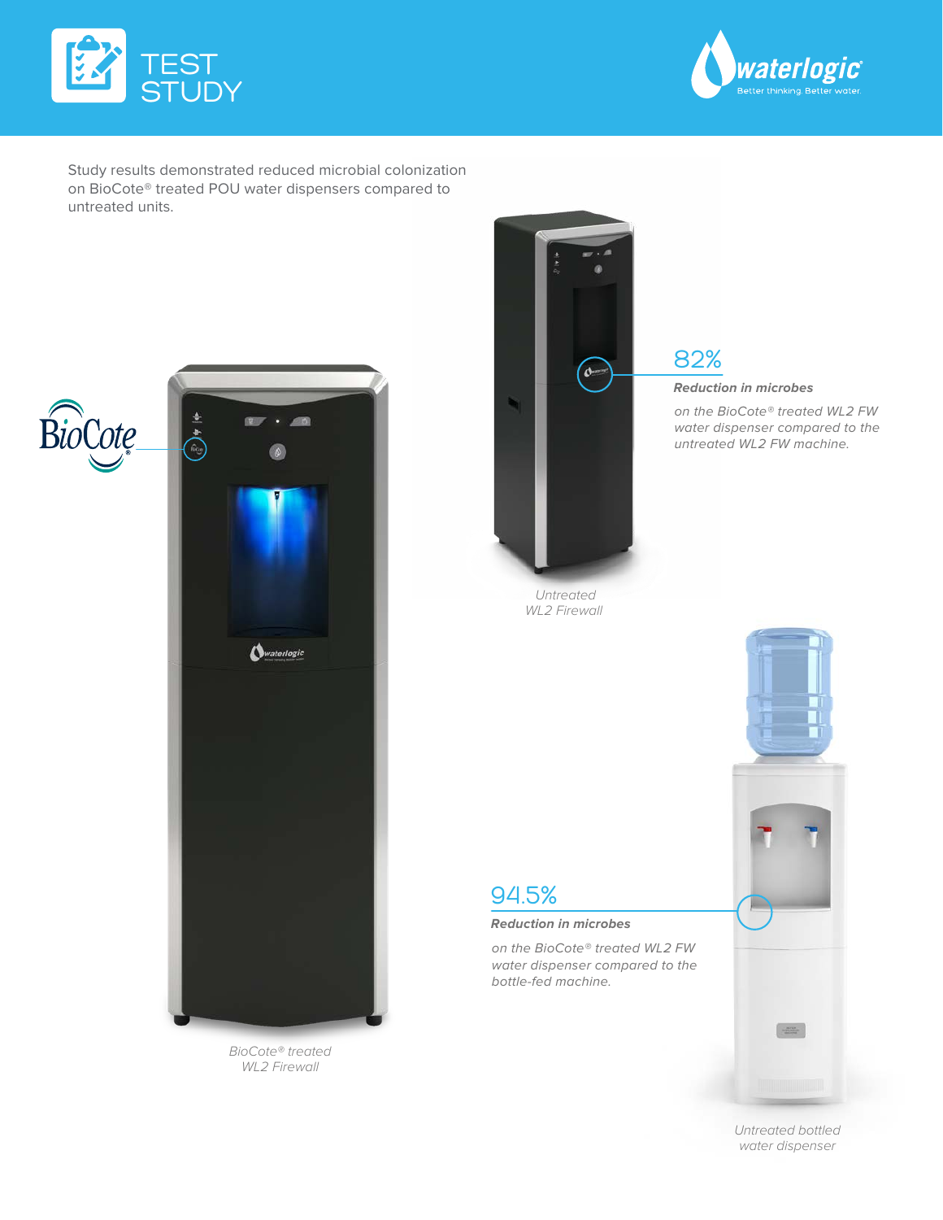# TEST STUDY

Study results demonstrated reduced microbial colonization on BioCote® treated POU water dispensers compared to untreated units.

## 82%

***Reduction in microbes***

*on the BioCote® treated WL2 FW water dispenser compared to the untreated WL2 FW machine.*

*Untreated WL2 Firewall*

*BioCote® treated WL2 Firewall*

## 94.5%

***Reduction in microbes***

*on the BioCote® treated WL2 FW water dispenser compared to the bottle-fed machine.*

*Untreated bottled water dispenser*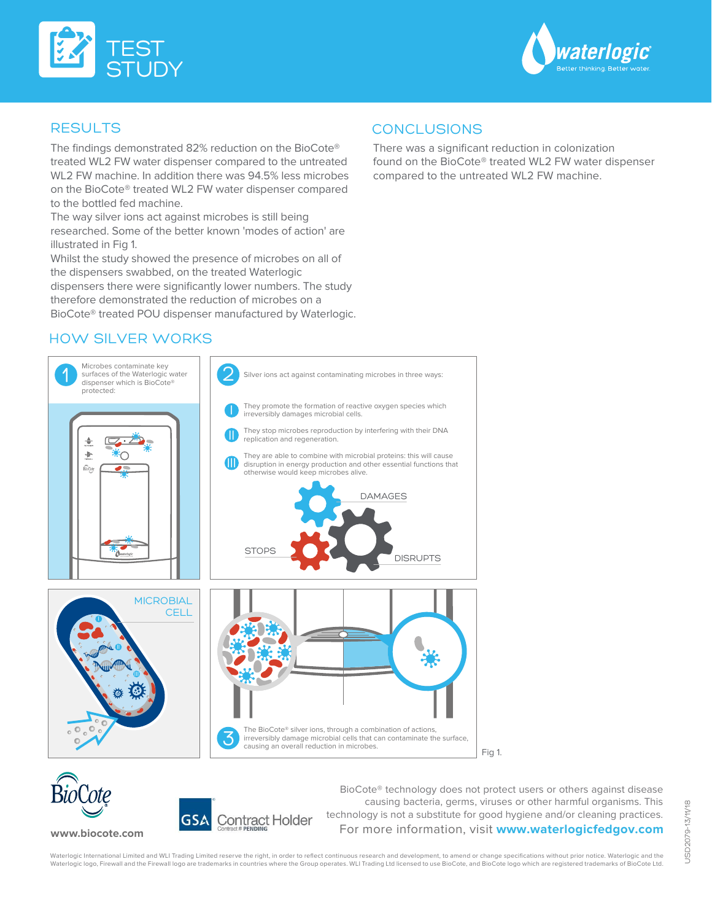# TEST STUDY

waterlogic
Better thinking. Better water.

## RESULTS

The findings demonstrated 82% reduction on the BioCote® treated WL2 FW water dispenser compared to the untreated WL2 FW machine. In addition there was 94.5% less microbes on the BioCote® treated WL2 FW water dispenser compared to the bottled fed machine.

The way silver ions act against microbes is still being researched. Some of the better known 'modes of action' are illustrated in Fig 1.

Whilst the study showed the presence of microbes on all of the dispensers swabbed, on the treated Waterlogic dispensers there were significantly lower numbers. The study therefore demonstrated the reduction of microbes on a BioCote® treated POU dispenser manufactured by Waterlogic.

## CONCLUSIONS

There was a significant reduction in colonization found on the BioCote® treated WL2 FW water dispenser compared to the untreated WL2 FW machine.

## HOW SILVER WORKS

1. Microbes contaminate key surfaces of the Waterlogic water dispenser which is BioCote® protected:

2. Silver ions act against contaminating microbes in three ways:

   I. They promote the formation of reactive oxygen species which irreversibly damages microbial cells.

   II. They stop microbes reproduction by interfering with their DNA replication and regeneration.

   III. They are able to combine with microbial proteins: this will cause disruption in energy production and other essential functions that otherwise would keep microbes alive.

DAMAGES

STOPS

DISRUPTS

MICROBIAL CELL

3. The BioCote® silver ions, through a combination of actions, irreversibly damage microbial cells that can contaminate the surface, causing an overall reduction in microbes.

Fig 1.

BioCote®

www.biocote.com

GSA® Contract Holder
Contract # PENDING

BioCote® technology does not protect users or others against disease causing bacteria, germs, viruses or other harmful organisms. This technology is not a substitute for good hygiene and/or cleaning practices.
For more information, visit **www.waterlogicfedgov.com**

Waterlogic International Limited and WLI Trading Limited reserve the right, in order to reflect continuous research and development, to amend or change specifications without prior notice. Waterlogic and the Waterlogic logo, Firewall and the Firewall logo are trademarks in countries where the Group operates. WLI Trading Ltd licensed to use BioCote, and BioCote logo which are registered trademarks of BioCote Ltd.

USD2079-13/11/18